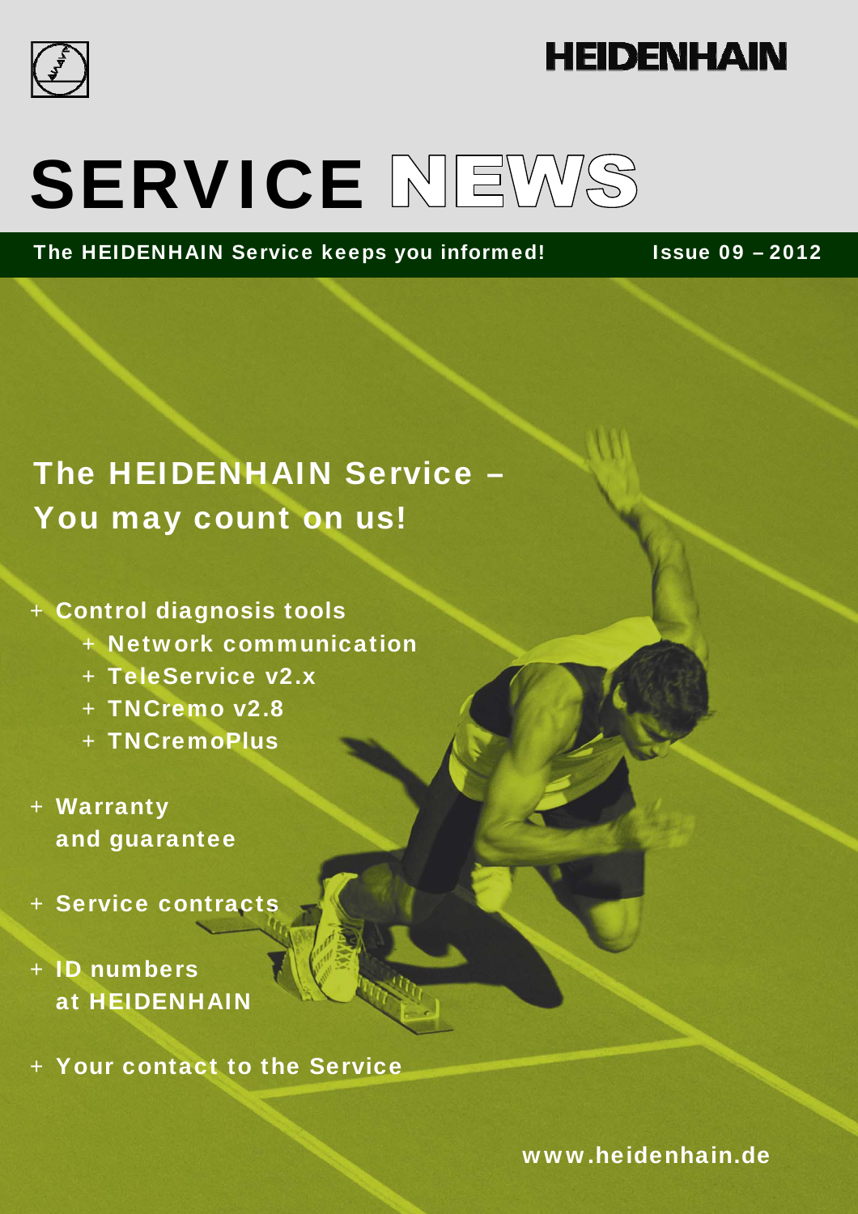HEIDENHAIN

# SERVICE NEWS

**The HEIDENHAIN Service keeps you informed!** **Issue 09 – 2012**

## The HEIDENHAIN Service – You may count on us!

- **Control diagnosis tools**
  - **Network communication**
  - **TeleService v2.x**
  - **TNCremo v2.8**
  - **TNCremoPlus**
- **Warranty and guarantee**
- **Service contracts**
- **ID numbers at HEIDENHAIN**
- **Your contact to the Service**

**www.heidenhain.de**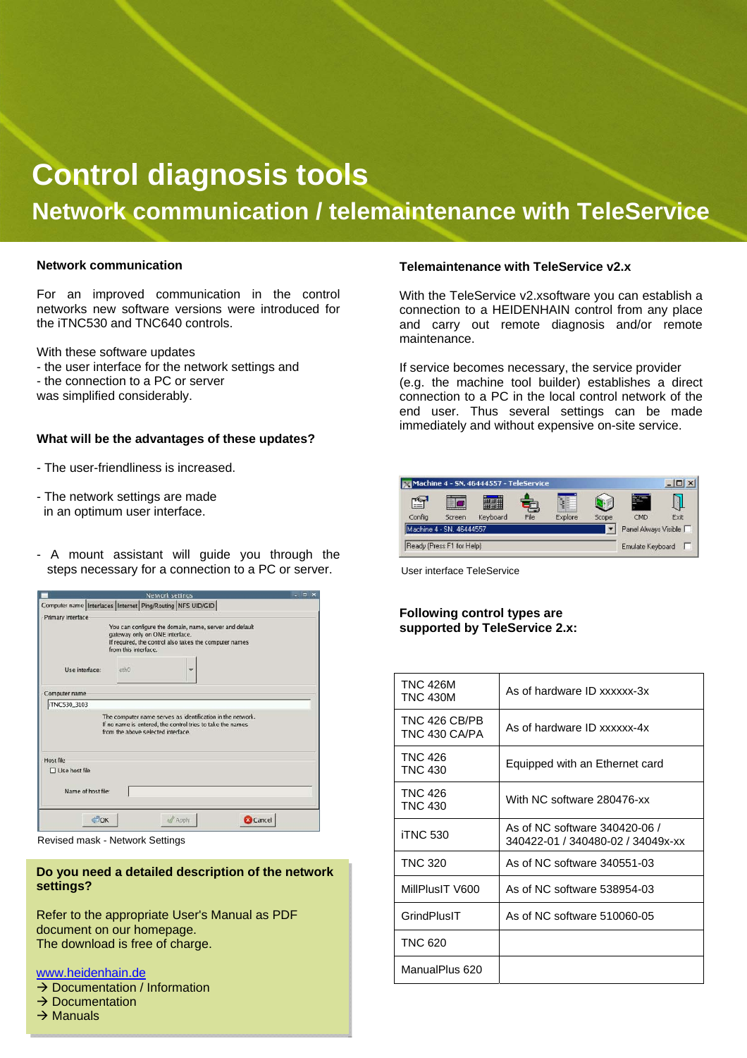# Control diagnosis tools

## Network communication / telemaintenance with TeleService

### Network communication

For an improved communication in the control networks new software versions were introduced for the iTNC530 and TNC640 controls.

With these software updates
- the user interface for the network settings and
- the connection to a PC or server

was simplified considerably.

### What will be the advantages of these updates?

- The user-friendliness is increased.

- The network settings are made in an optimum user interface.

- A mount assistant will guide you through the steps necessary for a connection to a PC or server.

Revised mask - Network Settings

**Do you need a detailed description of the network settings?**

Refer to the appropriate User's Manual as PDF document on our homepage.
The download is free of charge.

[www.heidenhain.de](www.heidenhain.de)
→ Documentation / Information
→ Documentation
→ Manuals

### Telemaintenance with TeleService v2.x

With the TeleService v2.xsoftware you can establish a connection to a HEIDENHAIN control from any place and carry out remote diagnosis and/or remote maintenance.

If service becomes necessary, the service provider (e.g. the machine tool builder) establishes a direct connection to a PC in the local control network of the end user. Thus several settings can be made immediately and without expensive on-site service.

User interface TeleService

### Following control types are supported by TeleService 2.x:

| Control | Requirement |
|---|---|
| TNC 426M<br>TNC 430M | As of hardware ID xxxxxx-3x |
| TNC 426 CB/PB<br>TNC 430 CA/PA | As of hardware ID xxxxxx-4x |
| TNC 426<br>TNC 430 | Equipped with an Ethernet card |
| TNC 426<br>TNC 430 | With NC software 280476-xx |
| iTNC 530 | As of NC software 340420-06 /<br>340422-01 / 340480-02 / 34049x-xx |
| TNC 320 | As of NC software 340551-03 |
| MillPlusIT V600 | As of NC software 538954-03 |
| GrindPlusIT | As of NC software 510060-05 |
| TNC 620 | |
| ManualPlus 620 | |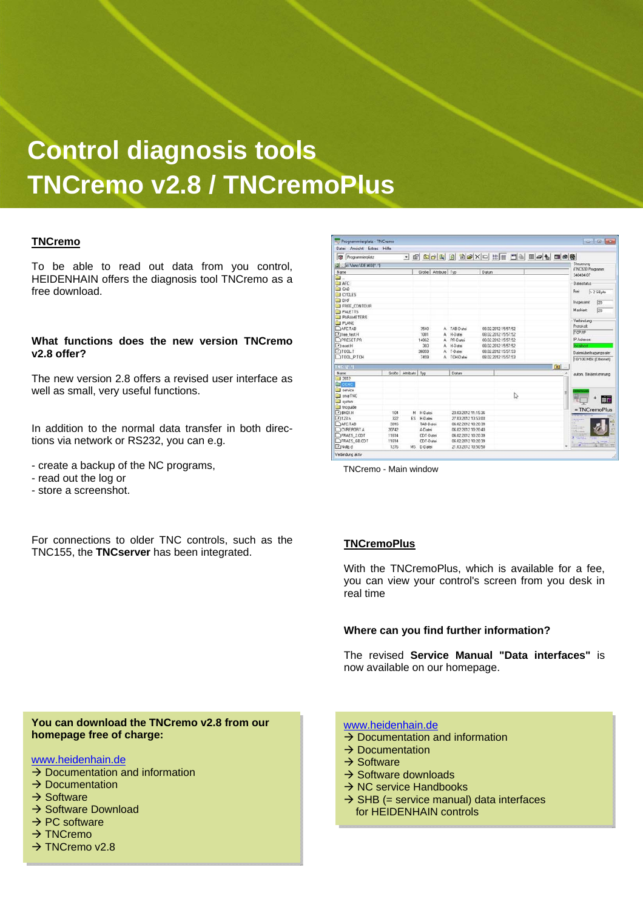# Control diagnosis tools
# TNCremo v2.8 / TNCremoPlus

**TNCremo**

To be able to read out data from you control, HEIDENHAIN offers the diagnosis tool TNCremo as a free download.

**What functions does the new version TNCremo v2.8 offer?**

The new version 2.8 offers a revised user interface as well as small, very useful functions.

In addition to the normal data transfer in both directions via network or RS232, you can e.g.

- create a backup of the NC programs,
- read out the log or
- store a screenshot.

For connections to older TNC controls, such as the TNC155, the **TNCserver** has been integrated.

TNCremo - Main window

**TNCremoPlus**

With the TNCremoPlus, which is available for a fee, you can view your control's screen from you desk in real time

**Where can you find further information?**

The revised **Service Manual "Data interfaces"** is now available on our homepage.

**You can download the TNCremo v2.8 from our homepage free of charge:**

www.heidenhain.de
→ Documentation and information
→ Documentation
→ Software
→ Software Download
→ PC software
→ TNCremo
→ TNCremo v2.8

www.heidenhain.de
→ Documentation and information
→ Documentation
→ Software
→ Software downloads
→ NC service Handbooks
→ SHB (= service manual) data interfaces for HEIDENHAIN controls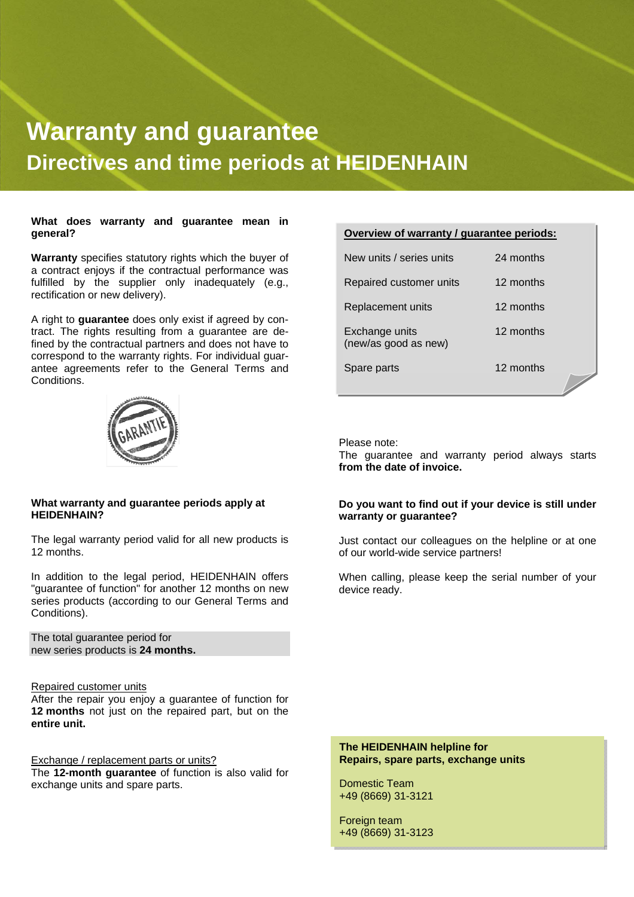# Warranty and guarantee

## Directives and time periods at HEIDENHAIN

**What does warranty and guarantee mean in general?**

**Warranty** specifies statutory rights which the buyer of a contract enjoys if the contractual performance was fulfilled by the supplier only inadequately (e.g., rectification or new delivery).

A right to **guarantee** does only exist if agreed by contract. The rights resulting from a guarantee are defined by the contractual partners and does not have to correspond to the warranty rights. For individual guarantee agreements refer to the General Terms and Conditions.

**What warranty and guarantee periods apply at HEIDENHAIN?**

The legal warranty period valid for all new products is 12 months.

In addition to the legal period, HEIDENHAIN offers "guarantee of function" for another 12 months on new series products (according to our General Terms and Conditions).

The total guarantee period for new series products is **24 months.**

Repaired customer units
After the repair you enjoy a guarantee of function for **12 months** not just on the repaired part, but on the **entire unit.**

Exchange / replacement parts or units?
The **12-month guarantee** of function is also valid for exchange units and spare parts.

**Overview of warranty / guarantee periods:**

| Unit type | Period |
| --- | --- |
| New units / series units | 24 months |
| Repaired customer units | 12 months |
| Replacement units | 12 months |
| Exchange units (new/as good as new) | 12 months |
| Spare parts | 12 months |

Please note:
The guarantee and warranty period always starts **from the date of invoice.**

**Do you want to find out if your device is still under warranty or guarantee?**

Just contact our colleagues on the helpline or at one of our world-wide service partners!

When calling, please keep the serial number of your device ready.

**The HEIDENHAIN helpline for Repairs, spare parts, exchange units**

Domestic Team
+49 (8669) 31-3121

Foreign team
+49 (8669) 31-3123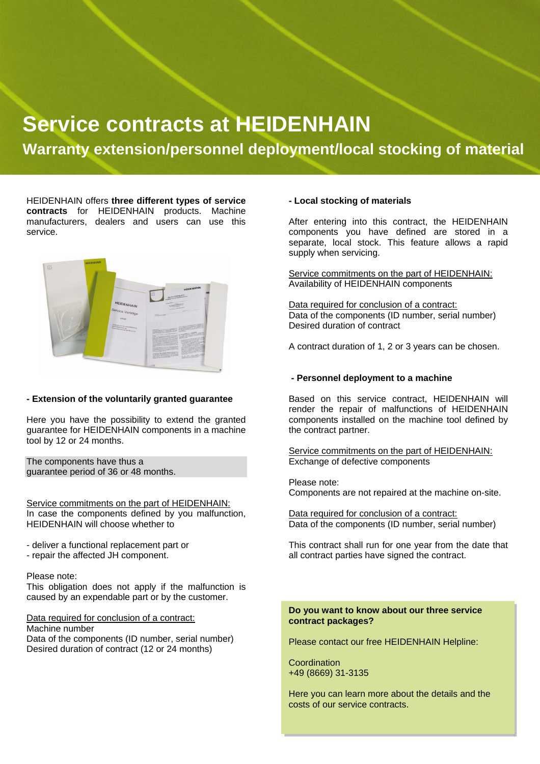# Service contracts at HEIDENHAIN

## Warranty extension/personnel deployment/local stocking of material

HEIDENHAIN offers **three different types of service contracts** for HEIDENHAIN products. Machine manufacturers, dealers and users can use this service.

### - Extension of the voluntarily granted guarantee

Here you have the possibility to extend the granted guarantee for HEIDENHAIN components in a machine tool by 12 or 24 months.

The components have thus a guarantee period of 36 or 48 months.

Service commitments on the part of HEIDENHAIN:
In case the components defined by you malfunction, HEIDENHAIN will choose whether to

- deliver a functional replacement part or
- repair the affected JH component.

Please note:
This obligation does not apply if the malfunction is caused by an expendable part or by the customer.

Data required for conclusion of a contract:
Machine number
Data of the components (ID number, serial number)
Desired duration of contract (12 or 24 months)

### - Local stocking of materials

After entering into this contract, the HEIDENHAIN components you have defined are stored in a separate, local stock. This feature allows a rapid supply when servicing.

Service commitments on the part of HEIDENHAIN:
Availability of HEIDENHAIN components

Data required for conclusion of a contract:
Data of the components (ID number, serial number)
Desired duration of contract

A contract duration of 1, 2 or 3 years can be chosen.

### - Personnel deployment to a machine

Based on this service contract, HEIDENHAIN will render the repair of malfunctions of HEIDENHAIN components installed on the machine tool defined by the contract partner.

Service commitments on the part of HEIDENHAIN:
Exchange of defective components

Please note:
Components are not repaired at the machine on-site.

Data required for conclusion of a contract:
Data of the components (ID number, serial number)

This contract shall run for one year from the date that all contract parties have signed the contract.

**Do you want to know about our three service contract packages?**

Please contact our free HEIDENHAIN Helpline:

Coordination
+49 (8669) 31-3135

Here you can learn more about the details and the costs of our service contracts.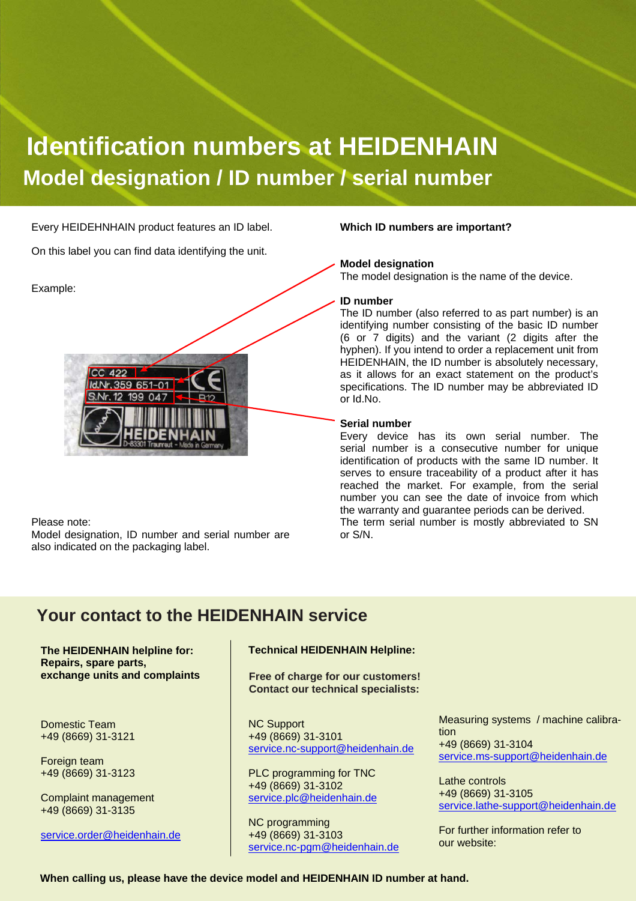# Identification numbers at HEIDENHAIN

## Model designation / ID number / serial number

Every HEIDEHNHAIN product features an ID label.

On this label you can find data identifying the unit.

Example:

Please note:
Model designation, ID number and serial number are also indicated on the packaging label.

**Which ID numbers are important?**

**Model designation**
The model designation is the name of the device.

**ID number**
The ID number (also referred to as part number) is an identifying number consisting of the basic ID number (6 or 7 digits) and the variant (2 digits after the hyphen). If you intend to order a replacement unit from HEIDENHAIN, the ID number is absolutely necessary, as it allows for an exact statement on the product's specifications. The ID number may be abbreviated ID or Id.No.

**Serial number**
Every device has its own serial number. The serial number is a consecutive number for unique identification of products with the same ID number. It serves to ensure traceability of a product after it has reached the market. For example, from the serial number you can see the date of invoice from which the warranty and guarantee periods can be derived.
The term serial number is mostly abbreviated to SN or S/N.

## Your contact to the HEIDENHAIN service

**The HEIDENHAIN helpline for:
Repairs, spare parts,
exchange units and complaints**

Domestic Team
+49 (8669) 31-3121

Foreign team
+49 (8669) 31-3123

Complaint management
+49 (8669) 31-3135

service.order@heidenhain.de

**Technical HEIDENHAIN Helpline:**

**Free of charge for our customers!
Contact our technical specialists:**

NC Support
+49 (8669) 31-3101
service.nc-support@heidenhain.de

PLC programming for TNC
+49 (8669) 31-3102
service.plc@heidenhain.de

NC programming
+49 (8669) 31-3103
service.nc-pgm@heidenhain.de

Measuring systems / machine calibration
+49 (8669) 31-3104
service.ms-support@heidenhain.de

Lathe controls
+49 (8669) 31-3105
service.lathe-support@heidenhain.de

For further information refer to our website:

**When calling us, please have the device model and HEIDENHAIN ID number at hand.**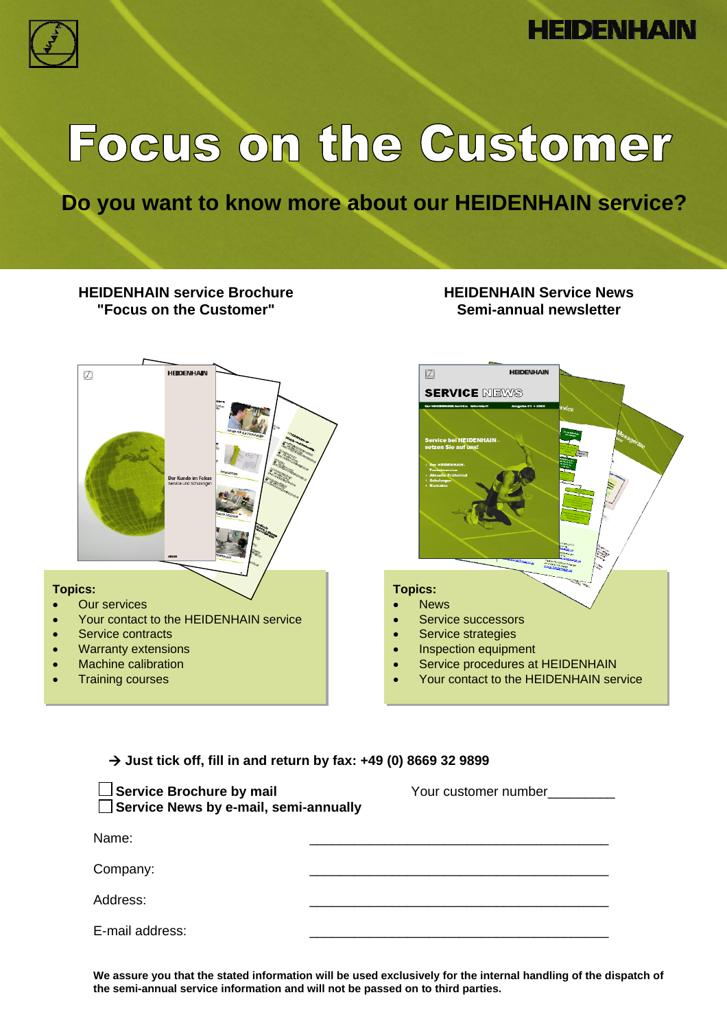HEIDENHAIN

# Focus on the Customer

## Do you want to know more about our HEIDENHAIN service?

### HEIDENHAIN service Brochure "Focus on the Customer"

**Topics:**

- Our services
- Your contact to the HEIDENHAIN service
- Service contracts
- Warranty extensions
- Machine calibration
- Training courses

### HEIDENHAIN Service News Semi-annual newsletter

**Topics:**

- News
- Service successors
- Service strategies
- Inspection equipment
- Service procedures at HEIDENHAIN
- Your contact to the HEIDENHAIN service

**→ Just tick off, fill in and return by fax: +49 (0) 8669 32 9899**

☐ **Service Brochure by mail**
☐ **Service News by e-mail, semi-annually**

Your customer number_________

Name: ________________________________________

Company: ________________________________________

Address: ________________________________________

E-mail address: ________________________________________

**We assure you that the stated information will be used exclusively for the internal handling of the dispatch of the semi-annual service information and will not be passed on to third parties.**